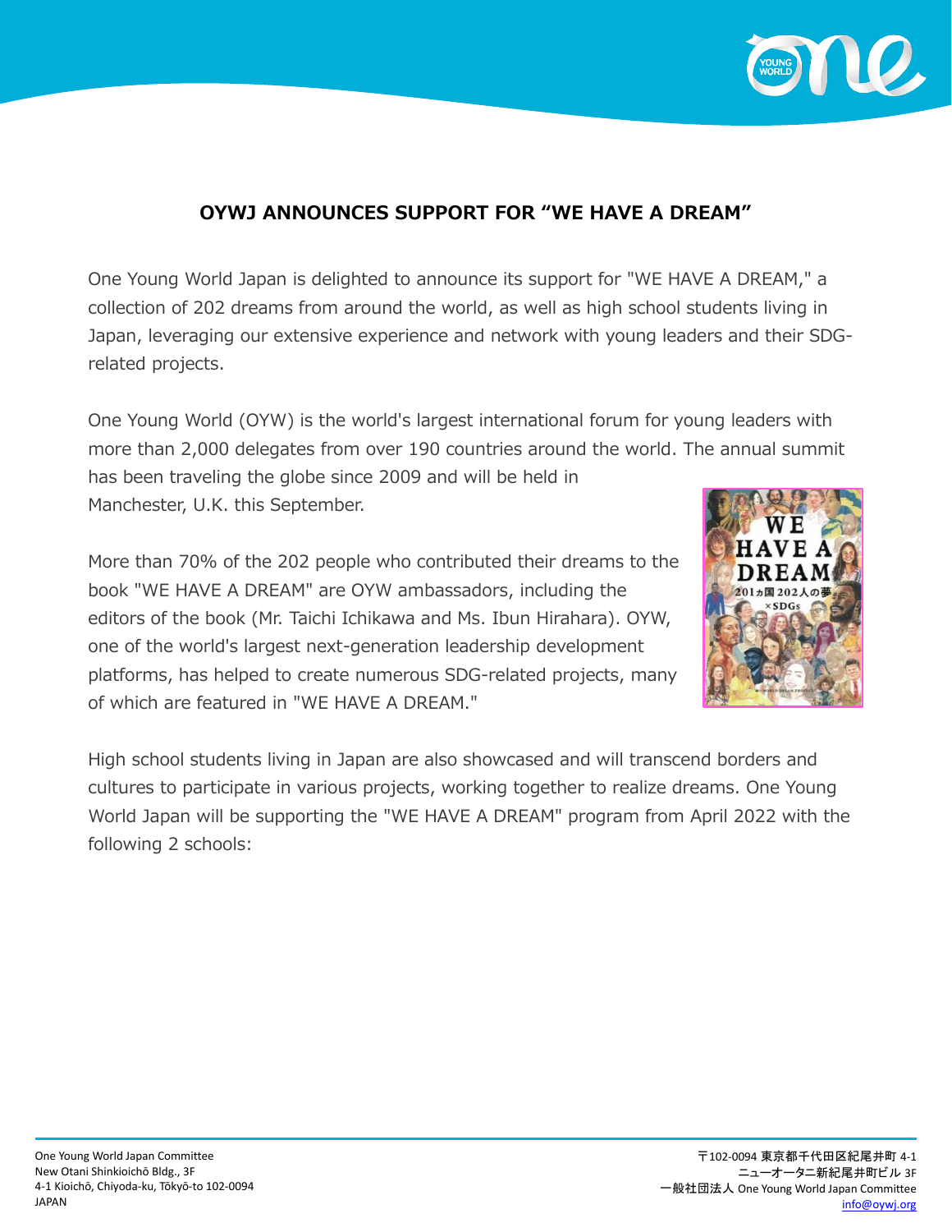# OYWJ ANNOUNCES SUPPORT FOR "WE HAVE A DREAM"

One Young World Japan is delighted to announce its support for "WE HAVE A DREAM," a collection of 202 dreams from around the world, as well as high school students living in Japan, leveraging our extensive experience and network with young leaders and their SDG-related projects.

One Young World (OYW) is the world's largest international forum for young leaders with more than 2,000 delegates from over 190 countries around the world. The annual summit has been traveling the globe since 2009 and will be held in Manchester, U.K. this September.

More than 70% of the 202 people who contributed their dreams to the book "WE HAVE A DREAM" are OYW ambassadors, including the editors of the book (Mr. Taichi Ichikawa and Ms. Ibun Hirahara). OYW, one of the world's largest next-generation leadership development platforms, has helped to create numerous SDG-related projects, many of which are featured in "WE HAVE A DREAM."

High school students living in Japan are also showcased and will transcend borders and cultures to participate in various projects, working together to realize dreams. One Young World Japan will be supporting the "WE HAVE A DREAM" program from April 2022 with the following 2 schools:

One Young World Japan Committee
New Otani Shinkioichō Bldg., 3F
4-1 Kioichō, Chiyoda-ku, Tōkyō-to 102-0094
JAPAN

〒102-0094 東京都千代田区紀尾井町 4-1
ニューオータニ新紀尾井町ビル 3F
一般社団法人 One Young World Japan Committee
info@oywj.org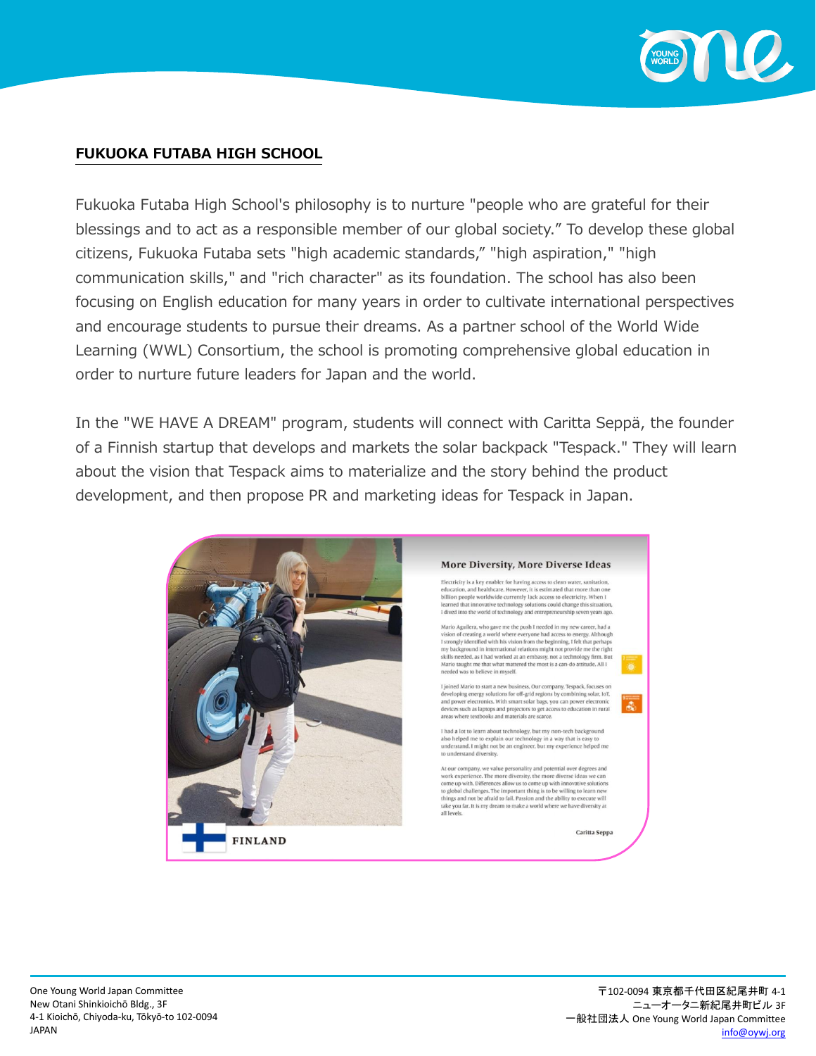## FUKUOKA FUTABA HIGH SCHOOL

Fukuoka Futaba High School's philosophy is to nurture "people who are grateful for their blessings and to act as a responsible member of our global society." To develop these global citizens, Fukuoka Futaba sets "high academic standards," "high aspiration," "high communication skills," and "rich character" as its foundation. The school has also been focusing on English education for many years in order to cultivate international perspectives and encourage students to pursue their dreams. As a partner school of the World Wide Learning (WWL) Consortium, the school is promoting comprehensive global education in order to nurture future leaders for Japan and the world.

In the "WE HAVE A DREAM" program, students will connect with Caritta Seppä, the founder of a Finnish startup that develops and markets the solar backpack "Tespack." They will learn about the vision that Tespack aims to materialize and the story behind the product development, and then propose PR and marketing ideas for Tespack in Japan.

### More Diversity, More Diverse Ideas

Electricity is a key enabler for having access to clean water, sanitation, education, and healthcare. However, it is estimated that more than one billion people worldwide currently lack access to electricity. When I learned that innovative technology solutions could change this situation, I dived into the world of technology and entrepreneurship seven years ago.

Mario Aguilera, who gave me the push I needed in my new career, had a vision of creating a world where everyone had access to energy. Although I strongly identified with his vision from the beginning, I felt that perhaps my background in international relations might not provide me the right skills needed, as I had worked at an embassy, not a technology firm. But Mario taught me that what mattered the most is a can-do attitude. All I needed was to believe in myself.

I joined Mario to start a new business. Our company, Tespack, focuses on developing energy solutions for off-grid regions by combining solar, IoT, and power electronics. With smart solar bags, you can power electronic devices such as laptops and projectors to get access to education in rural areas where textbooks and materials are scarce.

I had a lot to learn about technology, but my non-tech background also helped me to explain our technology in a way that is easy to understand. I might not be an engineer, but my experience helped me to understand diversity.

At our company, we value personality and potential over degrees and work experience. The more diversity, the more diverse ideas we can come up with. Differences allow us to come up with innovative solutions to global challenges. The important thing is to be willing to learn new things and not be afraid to fail. Passion and the ability to execute will take you far. It is my dream to make a world where we have diversity at all levels.

Caritta Seppa

FINLAND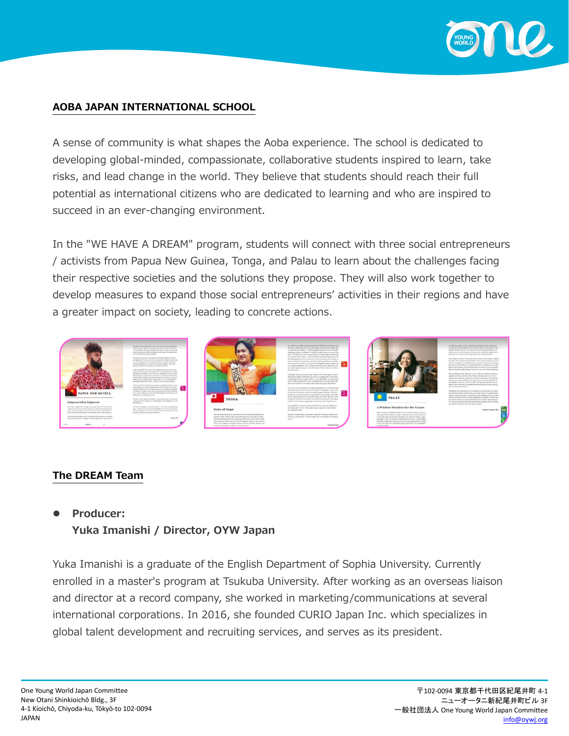## AOBA JAPAN INTERNATIONAL SCHOOL

A sense of community is what shapes the Aoba experience. The school is dedicated to developing global-minded, compassionate, collaborative students inspired to learn, take risks, and lead change in the world. They believe that students should reach their full potential as international citizens who are dedicated to learning and who are inspired to succeed in an ever-changing environment.

In the "WE HAVE A DREAM" program, students will connect with three social entrepreneurs / activists from Papua New Guinea, Tonga, and Palau to learn about the challenges facing their respective societies and the solutions they propose. They will also work together to develop measures to expand those social entrepreneurs' activities in their regions and have a greater impact on society, leading to concrete actions.

## The DREAM Team

- **Producer:**
  **Yuka Imanishi / Director, OYW Japan**

Yuka Imanishi is a graduate of the English Department of Sophia University. Currently enrolled in a master's program at Tsukuba University. After working as an overseas liaison and director at a record company, she worked in marketing/communications at several international corporations. In 2016, she founded CURIO Japan Inc. which specializes in global talent development and recruiting services, and serves as its president.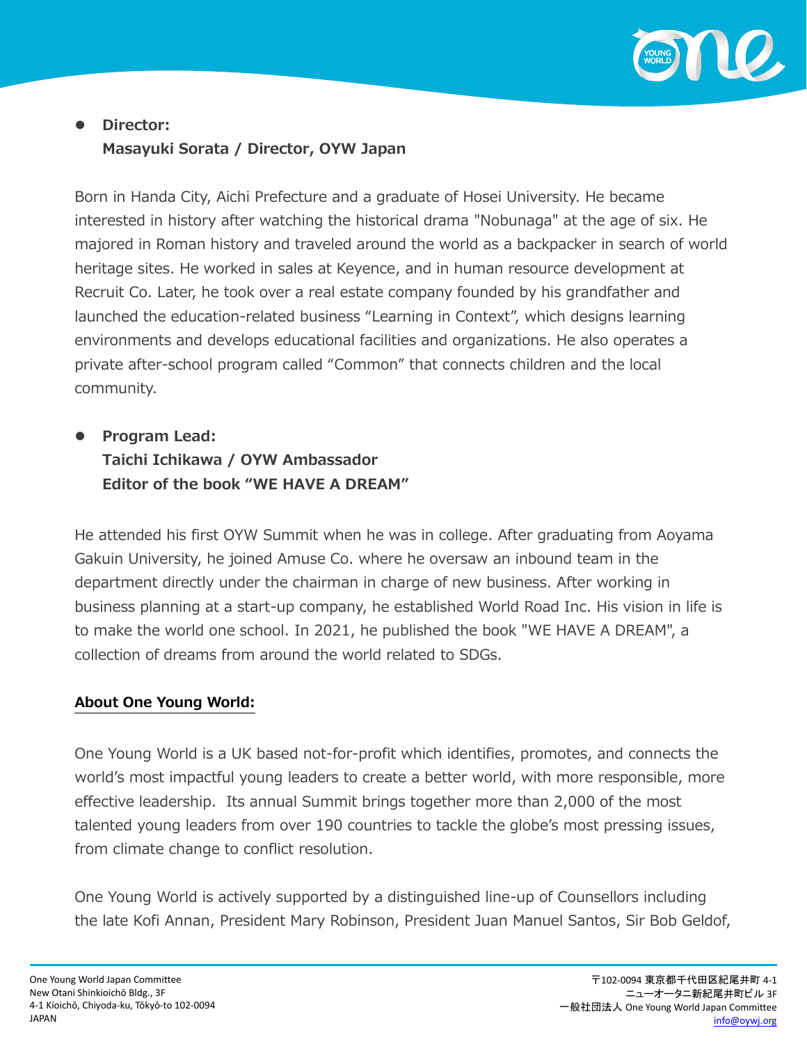- **Director:**
  **Masayuki Sorata / Director, OYW Japan**

Born in Handa City, Aichi Prefecture and a graduate of Hosei University. He became interested in history after watching the historical drama "Nobunaga" at the age of six. He majored in Roman history and traveled around the world as a backpacker in search of world heritage sites. He worked in sales at Keyence, and in human resource development at Recruit Co. Later, he took over a real estate company founded by his grandfather and launched the education-related business “Learning in Context”, which designs learning environments and develops educational facilities and organizations. He also operates a private after-school program called “Common” that connects children and the local community.

- **Program Lead:**
  **Taichi Ichikawa / OYW Ambassador**
  **Editor of the book “WE HAVE A DREAM”**

He attended his first OYW Summit when he was in college. After graduating from Aoyama Gakuin University, he joined Amuse Co. where he oversaw an inbound team in the department directly under the chairman in charge of new business. After working in business planning at a start-up company, he established World Road Inc. His vision in life is to make the world one school. In 2021, he published the book "WE HAVE A DREAM", a collection of dreams from around the world related to SDGs.

## About One Young World:

One Young World is a UK based not-for-profit which identifies, promotes, and connects the world’s most impactful young leaders to create a better world, with more responsible, more effective leadership. Its annual Summit brings together more than 2,000 of the most talented young leaders from over 190 countries to tackle the globe’s most pressing issues, from climate change to conflict resolution.

One Young World is actively supported by a distinguished line-up of Counsellors including the late Kofi Annan, President Mary Robinson, President Juan Manuel Santos, Sir Bob Geldof,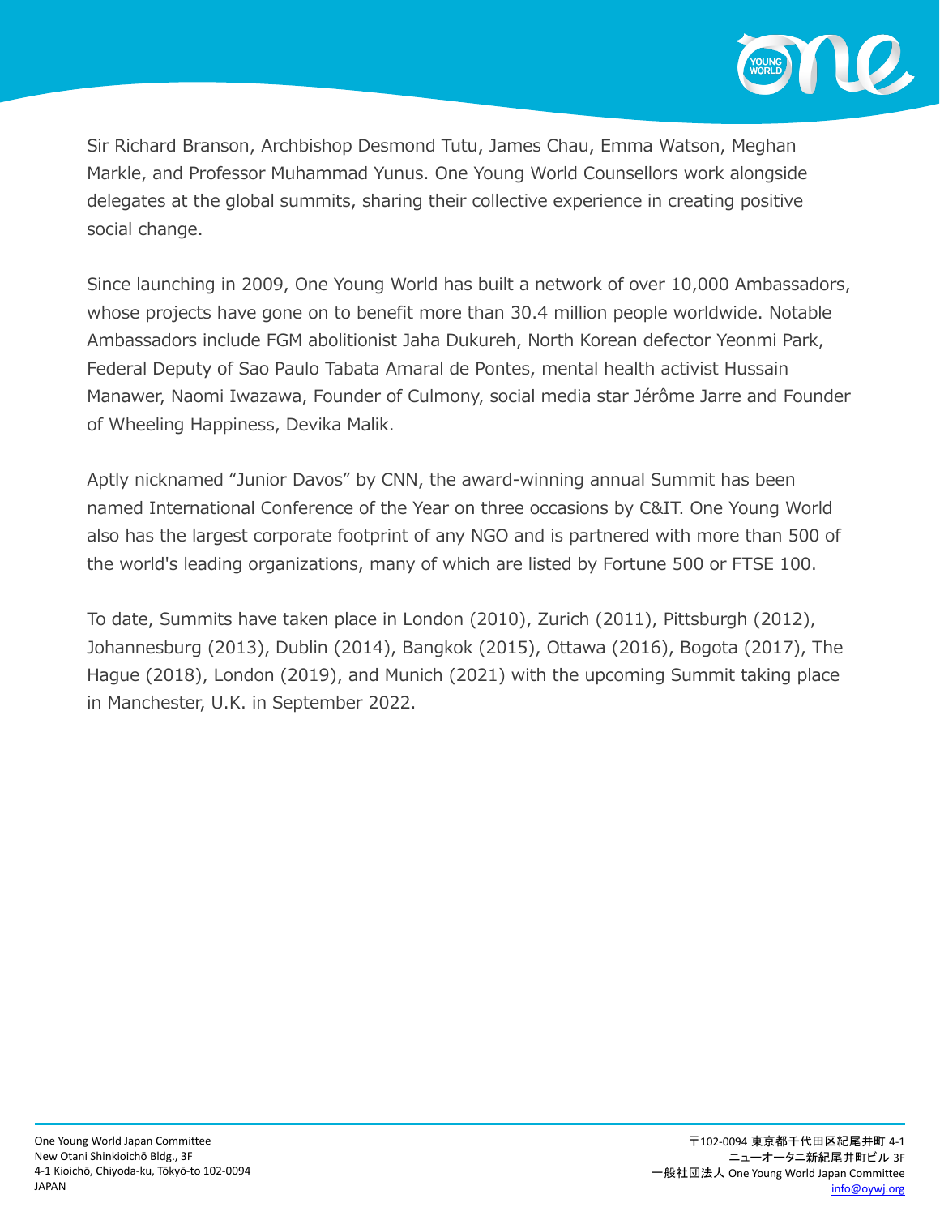Sir Richard Branson, Archbishop Desmond Tutu, James Chau, Emma Watson, Meghan Markle, and Professor Muhammad Yunus. One Young World Counsellors work alongside delegates at the global summits, sharing their collective experience in creating positive social change.

Since launching in 2009, One Young World has built a network of over 10,000 Ambassadors, whose projects have gone on to benefit more than 30.4 million people worldwide. Notable Ambassadors include FGM abolitionist Jaha Dukureh, North Korean defector Yeonmi Park, Federal Deputy of Sao Paulo Tabata Amaral de Pontes, mental health activist Hussain Manawer, Naomi Iwazawa, Founder of Culmony, social media star Jérôme Jarre and Founder of Wheeling Happiness, Devika Malik.

Aptly nicknamed “Junior Davos” by CNN, the award-winning annual Summit has been named International Conference of the Year on three occasions by C&IT. One Young World also has the largest corporate footprint of any NGO and is partnered with more than 500 of the world's leading organizations, many of which are listed by Fortune 500 or FTSE 100.

To date, Summits have taken place in London (2010), Zurich (2011), Pittsburgh (2012), Johannesburg (2013), Dublin (2014), Bangkok (2015), Ottawa (2016), Bogota (2017), The Hague (2018), London (2019), and Munich (2021) with the upcoming Summit taking place in Manchester, U.K. in September 2022.